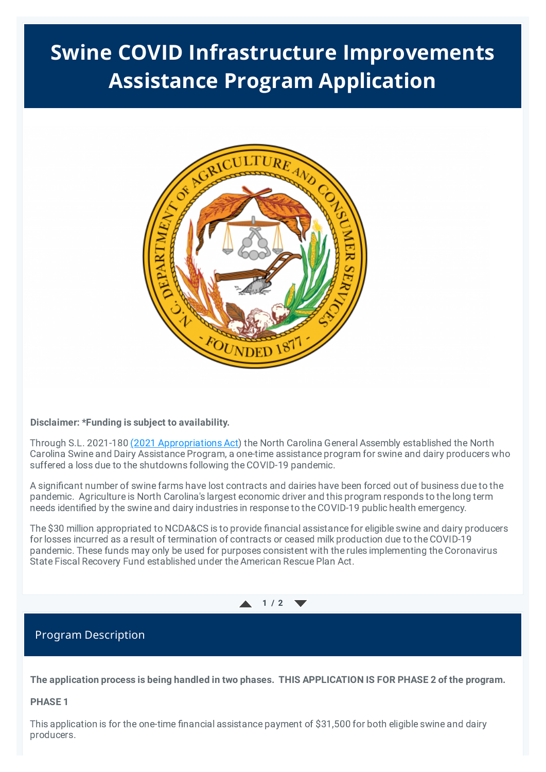# Swine COVID Infrastructure Improvements Assistance Program Application

**Disclaimer: *Funding is subject to availability.**

Through S.L. 2021-180 [(2021 Appropriations Act)] the North Carolina General Assembly established the North Carolina Swine and Dairy Assistance Program, a one-time assistance program for swine and dairy producers who suffered a loss due to the shutdowns following the COVID-19 pandemic.

A significant number of swine farms have lost contracts and dairies have been forced out of business due to the pandemic. Agriculture is North Carolina's largest economic driver and this program responds to the long term needs identified by the swine and dairy industries in response to the COVID-19 public health emergency.

The $30 million appropriated to NCDA&CS is to provide financial assistance for eligible swine and dairy producers for losses incurred as a result of termination of contracts or ceased milk production due to the COVID-19 pandemic. These funds may only be used for purposes consistent with the rules implementing the Coronavirus State Fiscal Recovery Fund established under the American Rescue Plan Act.

## Program Description

**The application process is being handled in two phases. THIS APPLICATION IS FOR PHASE 2 of the program.**

**PHASE 1**

This application is for the one-time financial assistance payment of $31,500 for both eligible swine and dairy producers.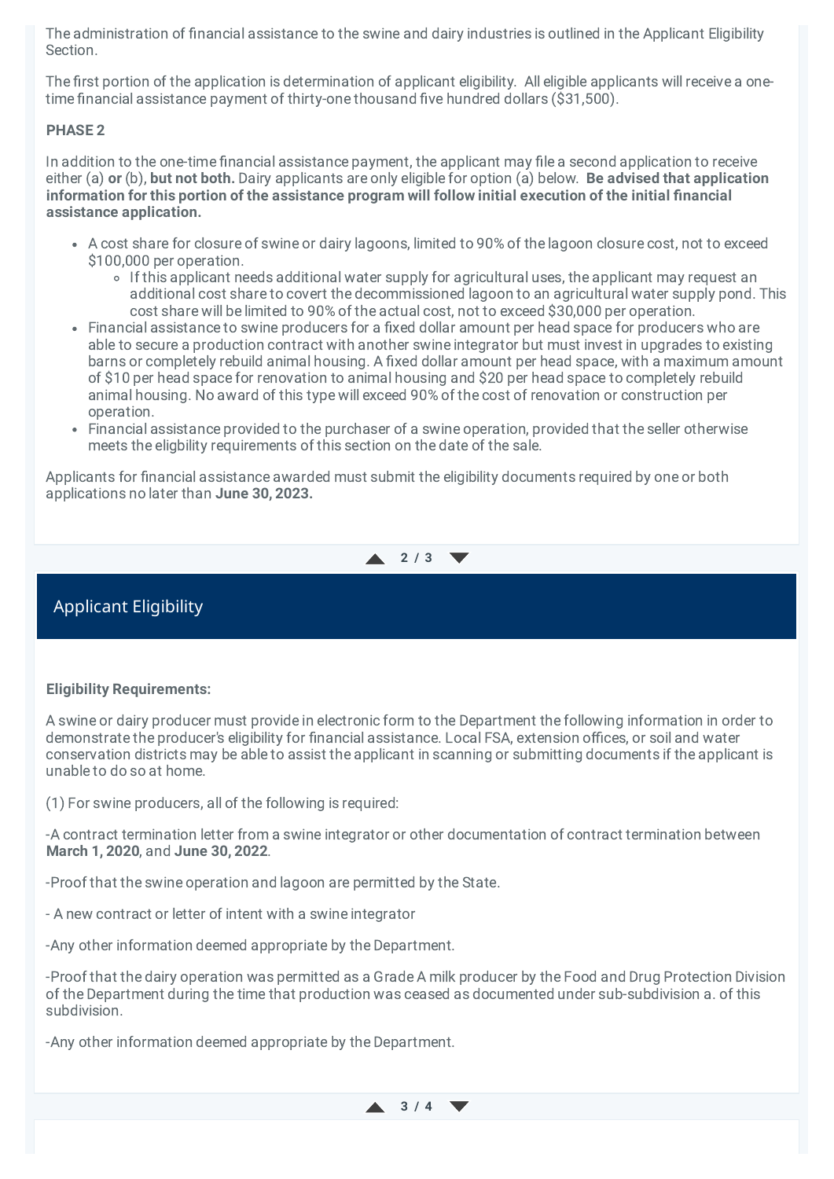The administration of financial assistance to the swine and dairy industries is outlined in the Applicant Eligibility Section.

The first portion of the application is determination of applicant eligibility. All eligible applicants will receive a one-time financial assistance payment of thirty-one thousand five hundred dollars ($31,500).

**PHASE 2**

In addition to the one-time financial assistance payment, the applicant may file a second application to receive either (a) **or** (b), **but not both.** Dairy applicants are only eligible for option (a) below. **Be advised that application information for this portion of the assistance program will follow initial execution of the initial financial assistance application.**

- A cost share for closure of swine or dairy lagoons, limited to 90% of the lagoon closure cost, not to exceed $100,000 per operation.
    - If this applicant needs additional water supply for agricultural uses, the applicant may request an additional cost share to covert the decommissioned lagoon to an agricultural water supply pond. This cost share will be limited to 90% of the actual cost, not to exceed $30,000 per operation.
- Financial assistance to swine producers for a fixed dollar amount per head space for producers who are able to secure a production contract with another swine integrator but must invest in upgrades to existing barns or completely rebuild animal housing. A fixed dollar amount per head space, with a maximum amount of $10 per head space for renovation to animal housing and $20 per head space to completely rebuild animal housing. No award of this type will exceed 90% of the cost of renovation or construction per operation.
- Financial assistance provided to the purchaser of a swine operation, provided that the seller otherwise meets the eligbility requirements of this section on the date of the sale.

Applicants for financial assistance awarded must submit the eligibility documents required by one or both applications no later than **June 30, 2023.**

## Applicant Eligibility

**Eligibility Requirements:**

A swine or dairy producer must provide in electronic form to the Department the following information in order to demonstrate the producer's eligibility for financial assistance. Local FSA, extension offices, or soil and water conservation districts may be able to assist the applicant in scanning or submitting documents if the applicant is unable to do so at home.

(1) For swine producers, all of the following is required:

-A contract termination letter from a swine integrator or other documentation of contract termination between **March 1, 2020**, and **June 30, 2022**.

-Proof that the swine operation and lagoon are permitted by the State.

- A new contract or letter of intent with a swine integrator

-Any other information deemed appropriate by the Department.

-Proof that the dairy operation was permitted as a Grade A milk producer by the Food and Drug Protection Division of the Department during the time that production was ceased as documented under sub-subdivision a. of this subdivision.

-Any other information deemed appropriate by the Department.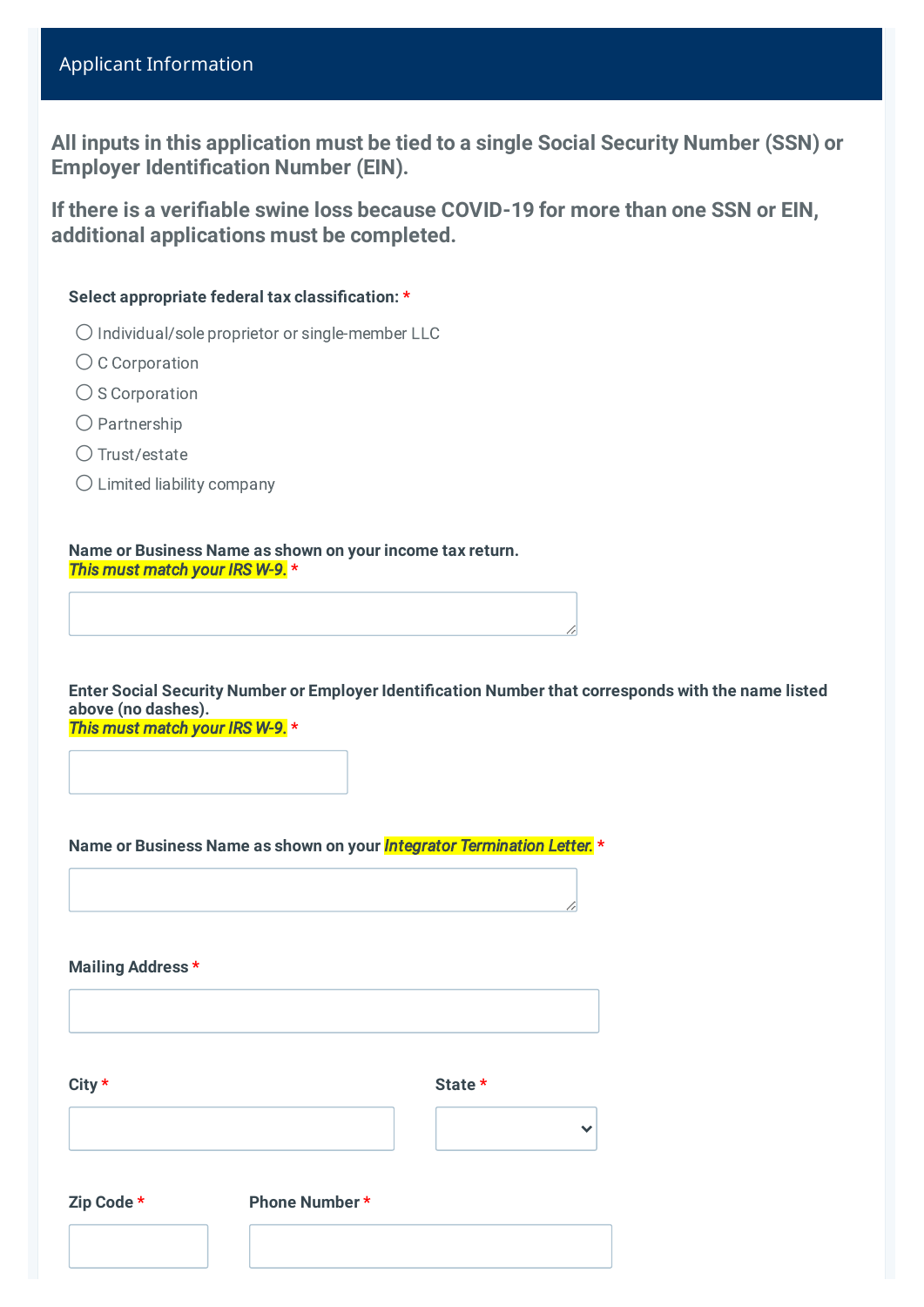## Applicant Information

**All inputs in this application must be tied to a single Social Security Number (SSN) or Employer Identification Number (EIN).**

**If there is a verifiable swine loss because COVID-19 for more than one SSN or EIN, additional applications must be completed.**

**Select appropriate federal tax classification:** *

- ○ Individual/sole proprietor or single-member LLC
- ○ C Corporation
- ○ S Corporation
- ○ Partnership
- ○ Trust/estate
- ○ Limited liability company

**Name or Business Name as shown on your income tax return.**
***This must match your IRS W-9.*** *

**Enter Social Security Number or Employer Identification Number that corresponds with the name listed above (no dashes).**
***This must match your IRS W-9.*** *

**Name or Business Name as shown on your *Integrator Termination Letter.*** *

**Mailing Address** *

**City** *

**State** *

**Zip Code** *

**Phone Number** *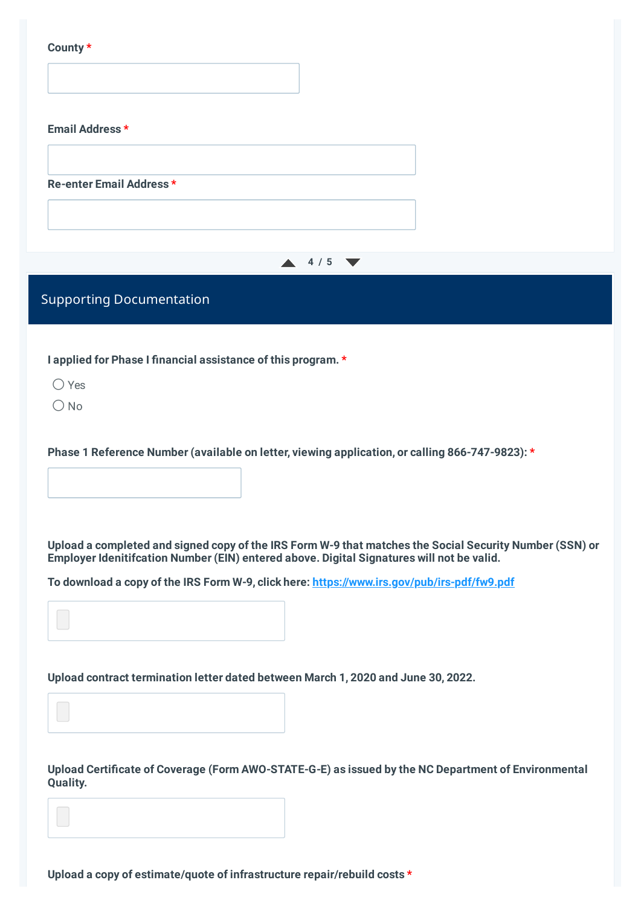**County** *

**Email Address** *

**Re-enter Email Address** *

## Supporting Documentation

**I applied for Phase I financial assistance of this program.** *

- ◯ Yes
- ◯ No

**Phase 1 Reference Number (available on letter, viewing application, or calling 866-747-9823):** *

**Upload a completed and signed copy of the IRS Form W-9 that matches the Social Security Number (SSN) or Employer Idenitifcation Number (EIN) entered above. Digital Signatures will not be valid.**

**To download a copy of the IRS Form W-9, click here:** [https://www.irs.gov/pub/irs-pdf/fw9.pdf](https://www.irs.gov/pub/irs-pdf/fw9.pdf)

**Upload contract termination letter dated between March 1, 2020 and June 30, 2022.**

**Upload Certificate of Coverage (Form AWO-STATE-G-E) as issued by the NC Department of Environmental Quality.**

**Upload a copy of estimate/quote of infrastructure repair/rebuild costs** *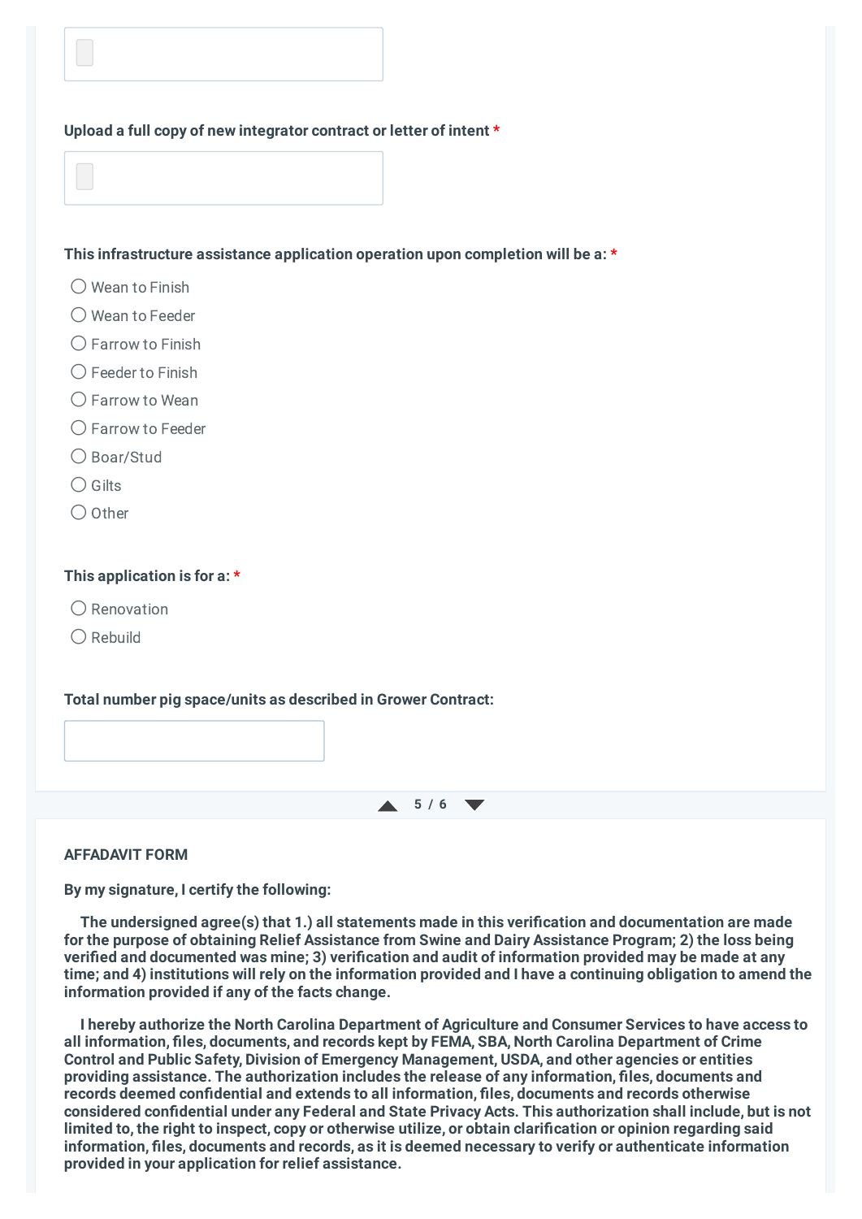Upload a full copy of new integrator contract or letter of intent *

This infrastructure assistance application operation upon completion will be a: *

- ◯ Wean to Finish
- ◯ Wean to Feeder
- ◯ Farrow to Finish
- ◯ Feeder to Finish
- ◯ Farrow to Wean
- ◯ Farrow to Feeder
- ◯ Boar/Stud
- ◯ Gilts
- ◯ Other

This application is for a: *

- ◯ Renovation
- ◯ Rebuild

Total number pig space/units as described in Grower Contract:

**AFFADAVIT FORM**

**By my signature, I certify the following:**

**The undersigned agree(s) that 1.) all statements made in this verification and documentation are made for the purpose of obtaining Relief Assistance from Swine and Dairy Assistance Program; 2) the loss being verified and documented was mine; 3) verification and audit of information provided may be made at any time; and 4) institutions will rely on the information provided and I have a continuing obligation to amend the information provided if any of the facts change.**

**I hereby authorize the North Carolina Department of Agriculture and Consumer Services to have access to all information, files, documents, and records kept by FEMA, SBA, North Carolina Department of Crime Control and Public Safety, Division of Emergency Management, USDA, and other agencies or entities providing assistance. The authorization includes the release of any information, files, documents and records deemed confidential and extends to all information, files, documents and records otherwise considered confidential under any Federal and State Privacy Acts. This authorization shall include, but is not limited to, the right to inspect, copy or otherwise utilize, or obtain clarification or opinion regarding said information, files, documents and records, as it is deemed necessary to verify or authenticate information provided in your application for relief assistance.**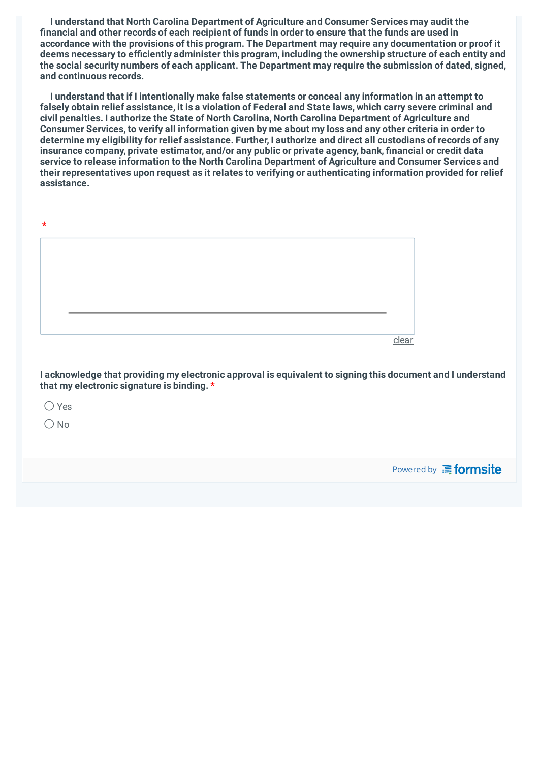**I understand that North Carolina Department of Agriculture and Consumer Services may audit the financial and other records of each recipient of funds in order to ensure that the funds are used in accordance with the provisions of this program. The Department may require any documentation or proof it deems necessary to efficiently administer this program, including the ownership structure of each entity and the social security numbers of each applicant. The Department may require the submission of dated, signed, and continuous records.**

**I understand that if I intentionally make false statements or conceal any information in an attempt to falsely obtain relief assistance, it is a violation of Federal and State laws, which carry severe criminal and civil penalties. I authorize the State of North Carolina, North Carolina Department of Agriculture and Consumer Services, to verify all information given by me about my loss and any other criteria in order to determine my eligibility for relief assistance. Further, I authorize and direct all custodians of records of any insurance company, private estimator, and/or any public or private agency, bank, financial or credit data service to release information to the North Carolina Department of Agriculture and Consumer Services and their representatives upon request as it relates to verifying or authenticating information provided for relief assistance.**

*

\_\_\_\_\_\_\_\_\_\_\_\_\_\_\_\_\_\_\_\_\_\_\_\_\_\_\_\_\_\_\_\_\_\_\_\_\_\_\_\_

clear

**I acknowledge that providing my electronic approval is equivalent to signing this document and I understand that my electronic signature is binding.** *

○ Yes

○ No

Powered by formsite